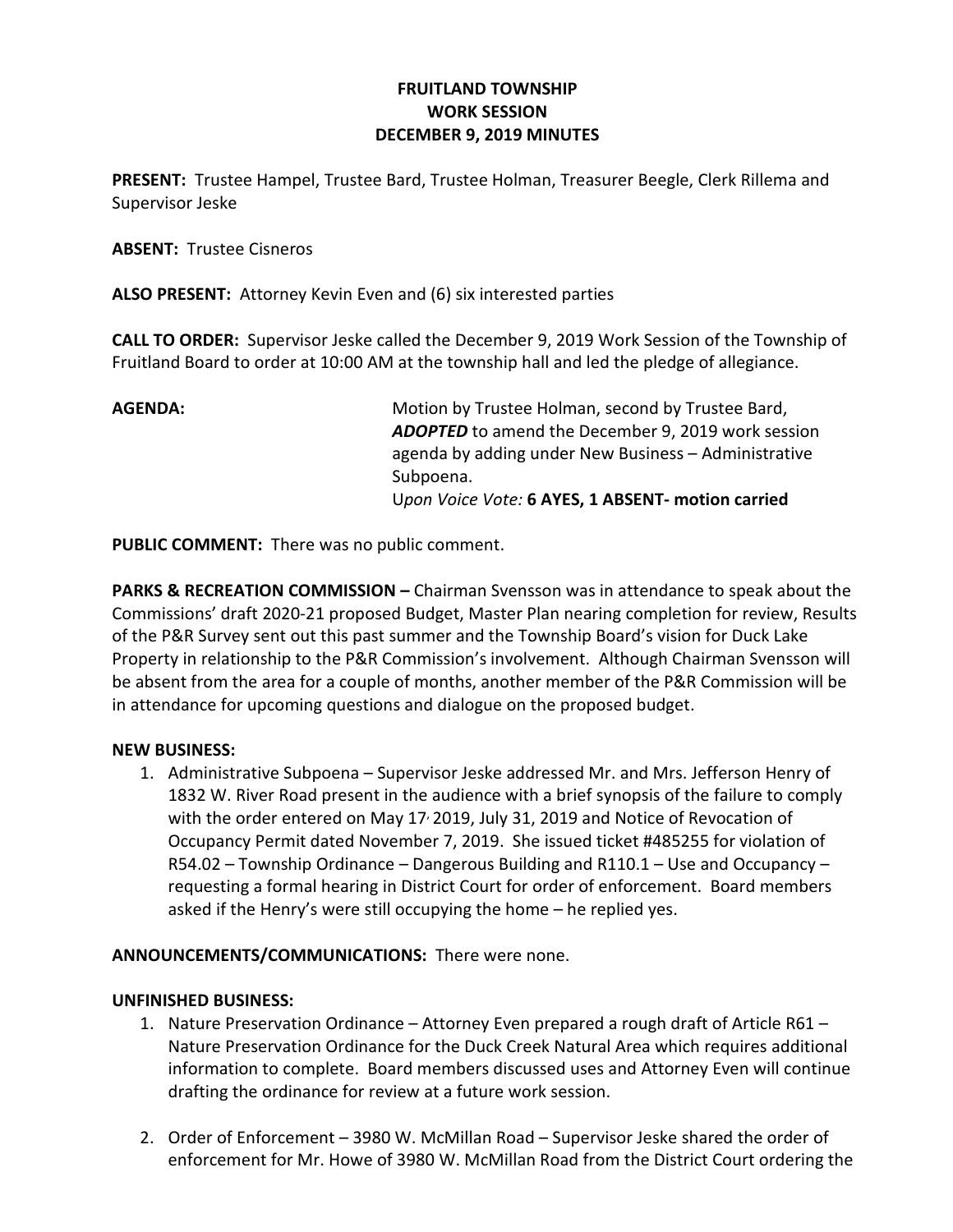**FRUITLAND TOWNSHIP**
**WORK SESSION**
**DECEMBER 9, 2019 MINUTES**

**PRESENT:** Trustee Hampel, Trustee Bard, Trustee Holman, Treasurer Beegle, Clerk Rillema and Supervisor Jeske

**ABSENT:** Trustee Cisneros

**ALSO PRESENT:** Attorney Kevin Even and (6) six interested parties

**CALL TO ORDER:** Supervisor Jeske called the December 9, 2019 Work Session of the Township of Fruitland Board to order at 10:00 AM at the township hall and led the pledge of allegiance.

**AGENDA:** Motion by Trustee Holman, second by Trustee Bard, ***ADOPTED*** to amend the December 9, 2019 work session agenda by adding under New Business – Administrative Subpoena.
U*pon Voice Vote:* **6 AYES, 1 ABSENT- motion carried**

**PUBLIC COMMENT:** There was no public comment.

**PARKS & RECREATION COMMISSION –** Chairman Svensson was in attendance to speak about the Commissions' draft 2020-21 proposed Budget, Master Plan nearing completion for review, Results of the P&R Survey sent out this past summer and the Township Board's vision for Duck Lake Property in relationship to the P&R Commission's involvement. Although Chairman Svensson will be absent from the area for a couple of months, another member of the P&R Commission will be in attendance for upcoming questions and dialogue on the proposed budget.

**NEW BUSINESS:**

1. Administrative Subpoena – Supervisor Jeske addressed Mr. and Mrs. Jefferson Henry of 1832 W. River Road present in the audience with a brief synopsis of the failure to comply with the order entered on May 17, 2019, July 31, 2019 and Notice of Revocation of Occupancy Permit dated November 7, 2019. She issued ticket #485255 for violation of R54.02 – Township Ordinance – Dangerous Building and R110.1 – Use and Occupancy – requesting a formal hearing in District Court for order of enforcement. Board members asked if the Henry's were still occupying the home – he replied yes.

**ANNOUNCEMENTS/COMMUNICATIONS:** There were none.

**UNFINISHED BUSINESS:**

1. Nature Preservation Ordinance – Attorney Even prepared a rough draft of Article R61 – Nature Preservation Ordinance for the Duck Creek Natural Area which requires additional information to complete. Board members discussed uses and Attorney Even will continue drafting the ordinance for review at a future work session.

2. Order of Enforcement – 3980 W. McMillan Road – Supervisor Jeske shared the order of enforcement for Mr. Howe of 3980 W. McMillan Road from the District Court ordering the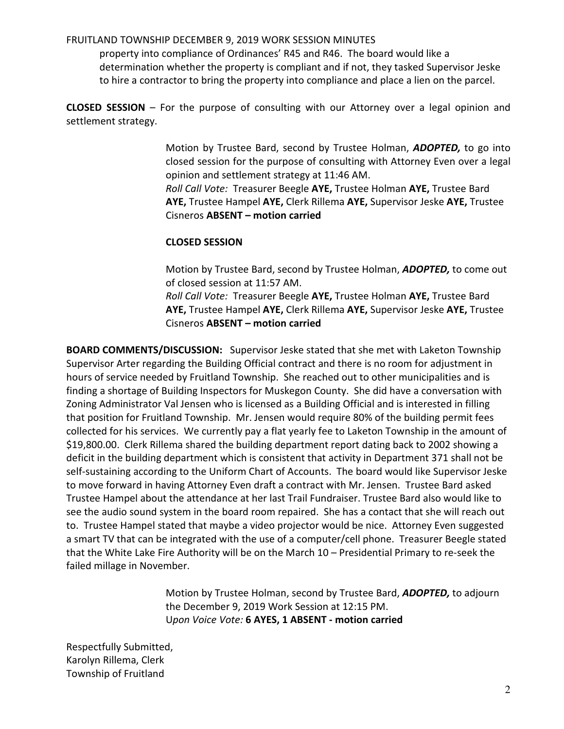property into compliance of Ordinances' R45 and R46. The board would like a determination whether the property is compliant and if not, they tasked Supervisor Jeske to hire a contractor to bring the property into compliance and place a lien on the parcel.

**CLOSED SESSION** – For the purpose of consulting with our Attorney over a legal opinion and settlement strategy.

Motion by Trustee Bard, second by Trustee Holman, ***ADOPTED,*** to go into closed session for the purpose of consulting with Attorney Even over a legal opinion and settlement strategy at 11:46 AM.
*Roll Call Vote:* Treasurer Beegle **AYE,** Trustee Holman **AYE,** Trustee Bard **AYE,** Trustee Hampel **AYE,** Clerk Rillema **AYE,** Supervisor Jeske **AYE,** Trustee Cisneros **ABSENT – motion carried**

**CLOSED SESSION**

Motion by Trustee Bard, second by Trustee Holman, ***ADOPTED,*** to come out of closed session at 11:57 AM.
*Roll Call Vote:* Treasurer Beegle **AYE,** Trustee Holman **AYE,** Trustee Bard **AYE,** Trustee Hampel **AYE,** Clerk Rillema **AYE,** Supervisor Jeske **AYE,** Trustee Cisneros **ABSENT – motion carried**

**BOARD COMMENTS/DISCUSSION:** Supervisor Jeske stated that she met with Laketon Township Supervisor Arter regarding the Building Official contract and there is no room for adjustment in hours of service needed by Fruitland Township. She reached out to other municipalities and is finding a shortage of Building Inspectors for Muskegon County. She did have a conversation with Zoning Administrator Val Jensen who is licensed as a Building Official and is interested in filling that position for Fruitland Township. Mr. Jensen would require 80% of the building permit fees collected for his services. We currently pay a flat yearly fee to Laketon Township in the amount of $19,800.00. Clerk Rillema shared the building department report dating back to 2002 showing a deficit in the building department which is consistent that activity in Department 371 shall not be self-sustaining according to the Uniform Chart of Accounts. The board would like Supervisor Jeske to move forward in having Attorney Even draft a contract with Mr. Jensen. Trustee Bard asked Trustee Hampel about the attendance at her last Trail Fundraiser. Trustee Bard also would like to see the audio sound system in the board room repaired. She has a contact that she will reach out to. Trustee Hampel stated that maybe a video projector would be nice. Attorney Even suggested a smart TV that can be integrated with the use of a computer/cell phone. Treasurer Beegle stated that the White Lake Fire Authority will be on the March 10 – Presidential Primary to re-seek the failed millage in November.

Motion by Trustee Holman, second by Trustee Bard, ***ADOPTED,*** to adjourn the December 9, 2019 Work Session at 12:15 PM.
U*pon Voice Vote:* **6 AYES, 1 ABSENT - motion carried**

Respectfully Submitted,
Karolyn Rillema, Clerk
Township of Fruitland